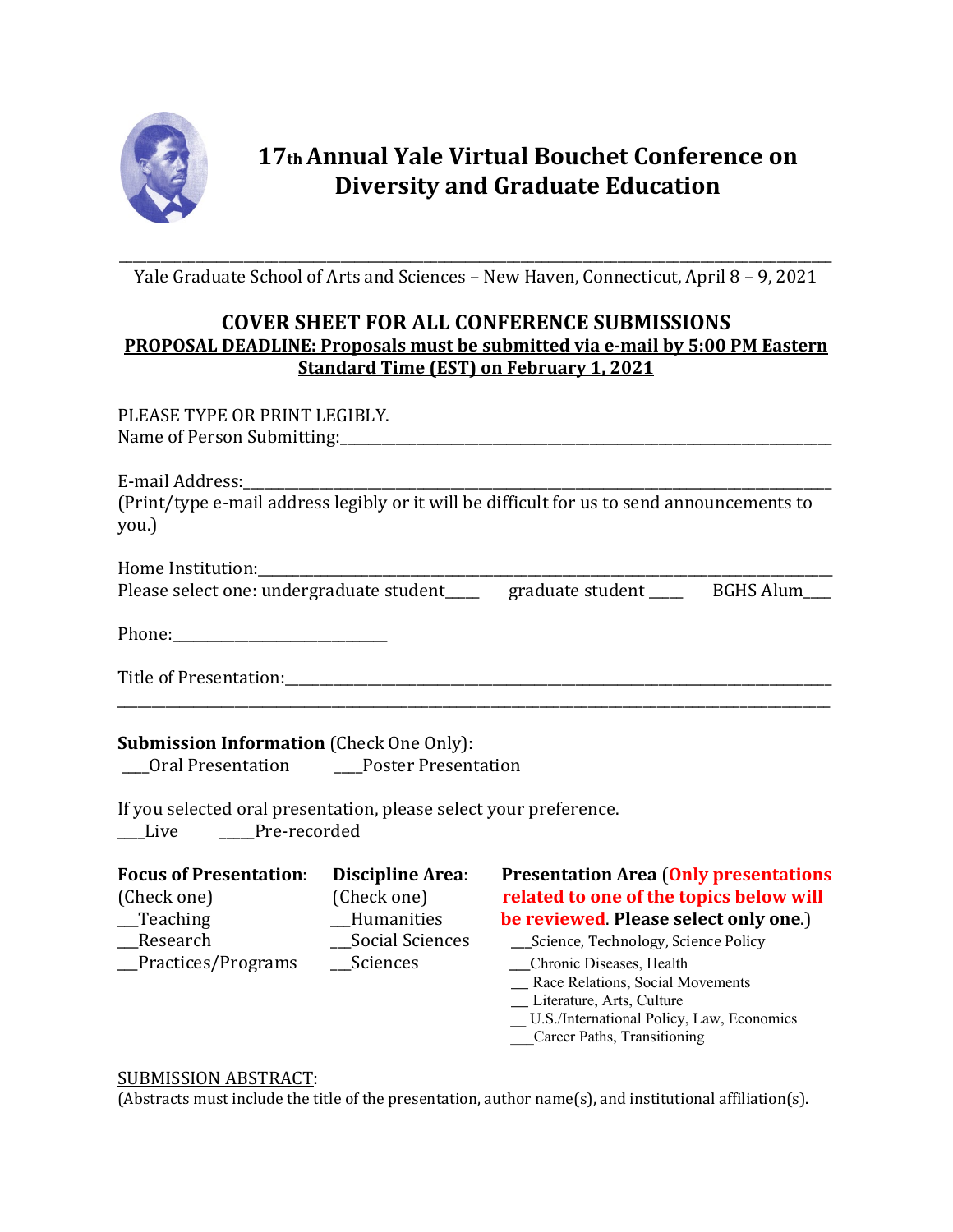# 17th Annual Yale Virtual Bouchet Conference on Diversity and Graduate Education

Yale Graduate School of Arts and Sciences – New Haven, Connecticut, April 8 – 9, 2021

## COVER SHEET FOR ALL CONFERENCE SUBMISSIONS

**PROPOSAL DEADLINE: Proposals must be submitted via e-mail by 5:00 PM Eastern Standard Time (EST) on February 1, 2021**

PLEASE TYPE OR PRINT LEGIBLY.

Name of Person Submitting:____________________________________________

E-mail Address:____________________________________________

(Print/type e-mail address legibly or it will be difficult for us to send announcements to you.)

Home Institution:____________________________________________

Please select one: undergraduate student____ graduate student ____ BGHS Alum___

Phone:___________________________

Title of Presentation:____________________________________________

____________________________________________

**Submission Information** (Check One Only):

___Oral Presentation ___Poster Presentation

If you selected oral presentation, please select your preference.

___Live ____Pre-recorded

**Focus of Presentation**: (Check one)

- __Teaching
- __Research
- __Practices/Programs

**Discipline Area**: (Check one)

- __Humanities
- __Social Sciences
- __Sciences

**Presentation Area** (**Only presentations related to one of the topics below will be reviewed**. **Please select only one**.)

- ___Science, Technology, Science Policy
- ___Chronic Diseases, Health
- __ Race Relations, Social Movements
- __ Literature, Arts, Culture
- __ U.S./International Policy, Law, Economics
- ___Career Paths, Transitioning

SUBMISSION ABSTRACT:

(Abstracts must include the title of the presentation, author name(s), and institutional affiliation(s).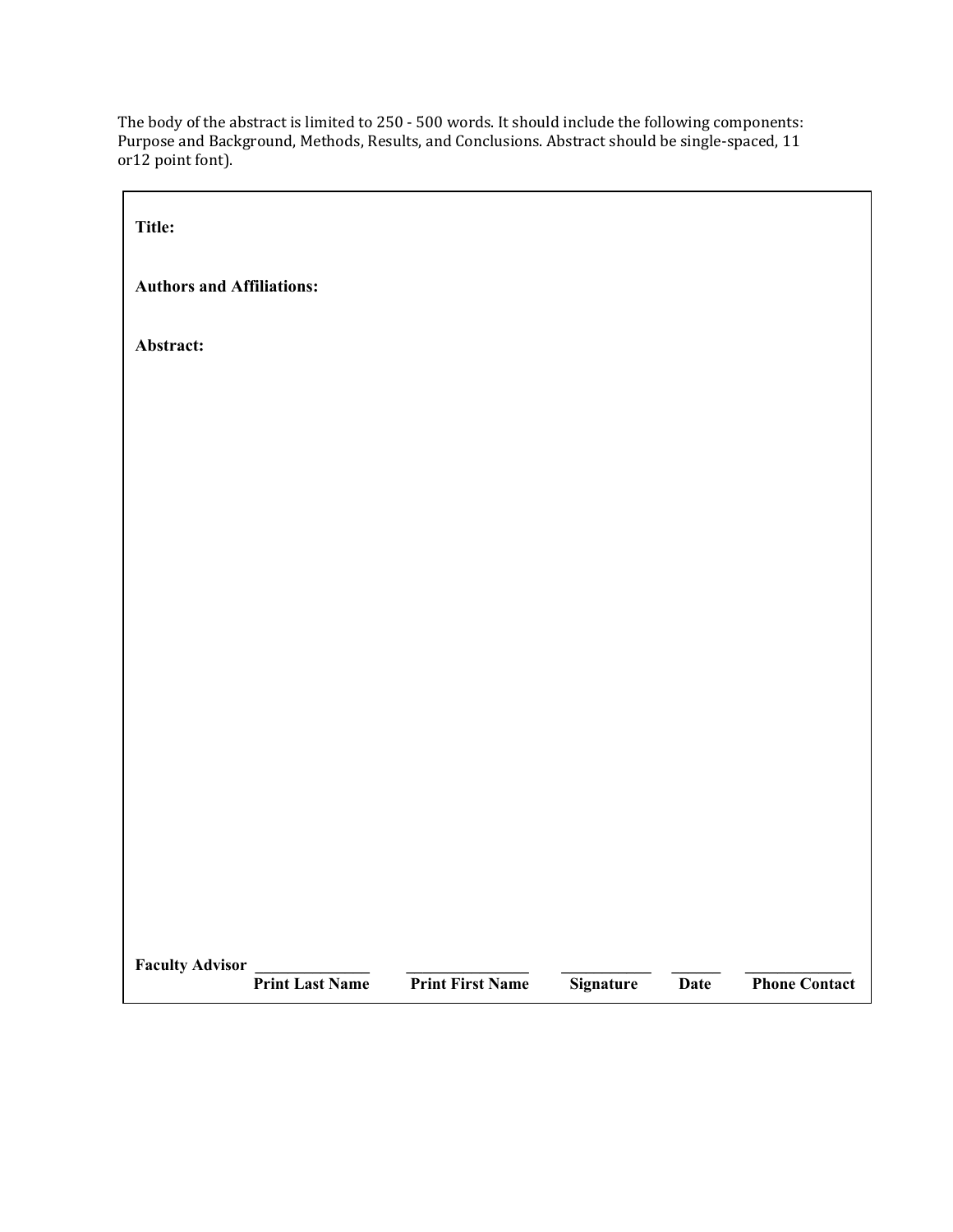The body of the abstract is limited to 250 - 500 words. It should include the following components: Purpose and Background, Methods, Results, and Conclusions. Abstract should be single-spaced, 11 or12 point font).

**Title:**

**Authors and Affiliations:**

**Abstract:**

**Faculty Advisor** ______________ ______________ ___________ ______ ____________

| | | | | |
|---|---|---|---|---|
| **Print Last Name** | **Print First Name** | **Signature** | **Date** | **Phone Contact** |